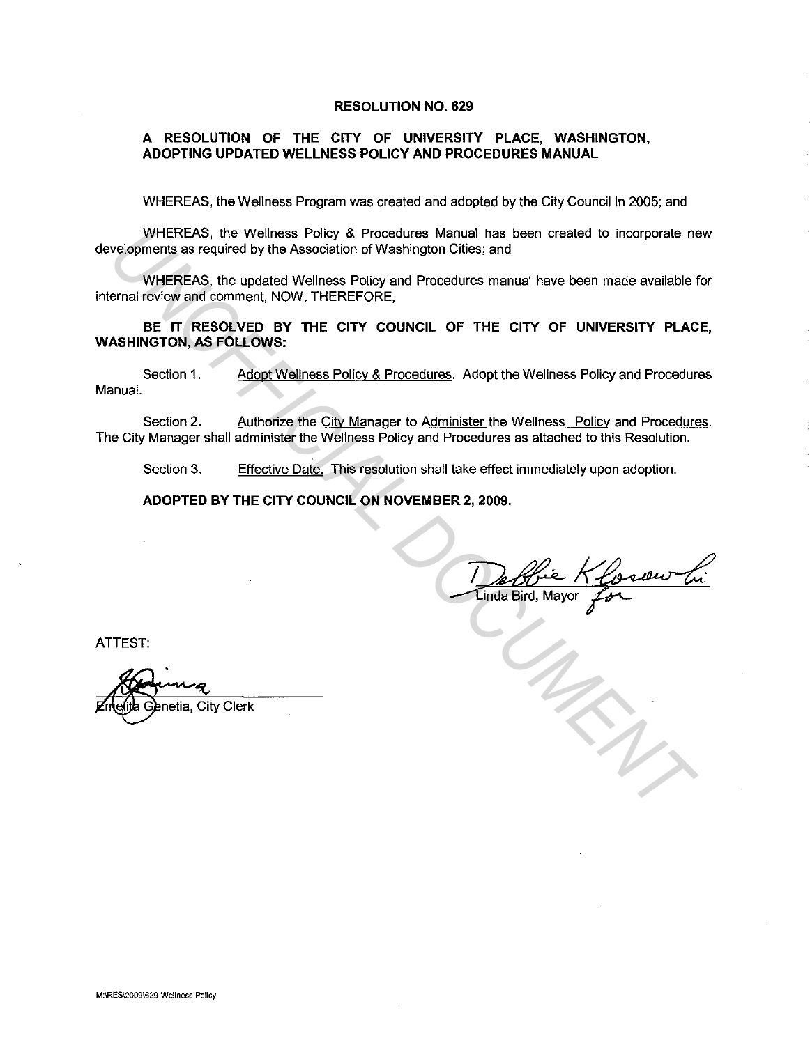# RESOLUTION NO. 629

## A RESOLUTION OF THE CITY OF UNIVERSITY PLACE, WASHINGTON, ADOPTING UPDATED WELLNESS POLICY AND PROCEDURES MANUAL

WHEREAS, the Wellness Program was created and adopted by the City Council in 2005; and

WHEREAS, the Wellness Policy & Procedures Manual has been created to incorporate new developments as required by the Association of Washington Cities; and

WHEREAS, the updated Wellness Policy and Procedures manual have been made available for internal review and comment, NOW, THEREFORE,

**BE IT RESOLVED BY THE CITY COUNCIL OF THE CITY OF UNIVERSITY PLACE, WASHINGTON, AS FOLLOWS:**

Section 1. Adopt Wellness Policy & Procedures. Adopt the Wellness Policy and Procedures Manual.

Section 2. Authorize the City Manager to Administer the Wellness Policy and Procedures. The City Manager shall administer the Wellness Policy and Procedures as attached to this Resolution.

Section 3. Effective Date. This resolution shall take effect immediately upon adoption.

**ADOPTED BY THE CITY COUNCIL ON NOVEMBER 2, 2009.**

Debbie Klosowski for
Linda Bird, Mayor

ATTEST:

Emelita Genetia, City Clerk

UNOFFICIAL DOCUMENT

M:\RES\2009\629-Wellness Policy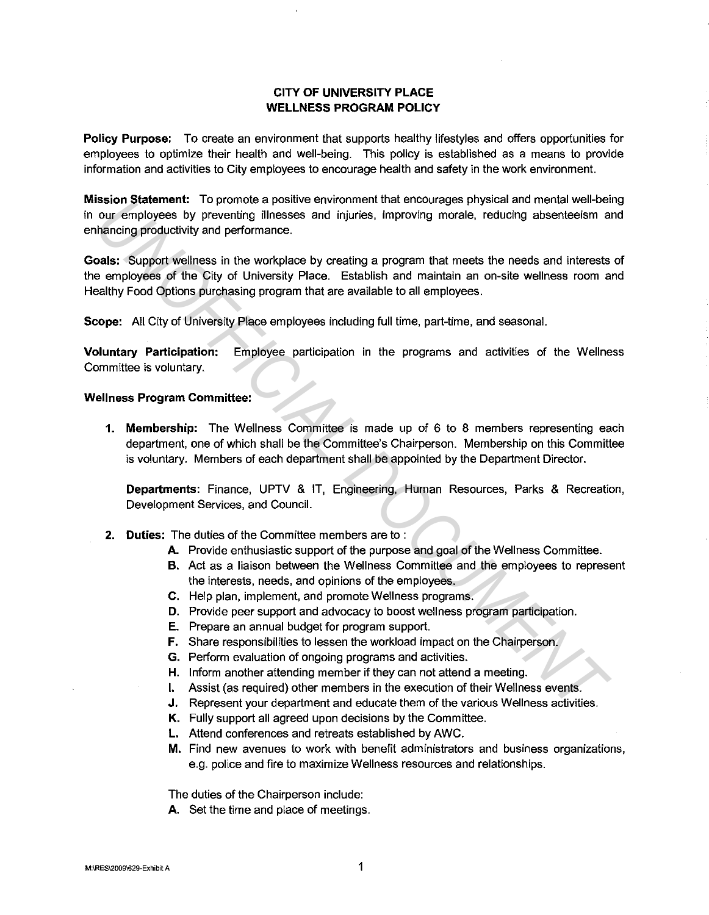# CITY OF UNIVERSITY PLACE
# WELLNESS PROGRAM POLICY

**Policy Purpose:** To create an environment that supports healthy lifestyles and offers opportunities for employees to optimize their health and well-being. This policy is established as a means to provide information and activities to City employees to encourage health and safety in the work environment.

**Mission Statement:** To promote a positive environment that encourages physical and mental well-being in our employees by preventing illnesses and injuries, improving morale, reducing absenteeism and enhancing productivity and performance.

**Goals:** Support wellness in the workplace by creating a program that meets the needs and interests of the employees of the City of University Place. Establish and maintain an on-site wellness room and Healthy Food Options purchasing program that are available to all employees.

**Scope:** All City of University Place employees including full time, part-time, and seasonal.

**Voluntary Participation:** Employee participation in the programs and activities of the Wellness Committee is voluntary.

**Wellness Program Committee:**

1. **Membership:** The Wellness Committee is made up of 6 to 8 members representing each department, one of which shall be the Committee's Chairperson. Membership on this Committee is voluntary. Members of each department shall be appointed by the Department Director.

   **Departments:** Finance, UPTV & IT, Engineering, Human Resources, Parks & Recreation, Development Services, and Council.

2. **Duties:** The duties of the Committee members are to :
   - **A.** Provide enthusiastic support of the purpose and goal of the Wellness Committee.
   - **B.** Act as a liaison between the Wellness Committee and the employees to represent the interests, needs, and opinions of the employees.
   - **C.** Help plan, implement, and promote Wellness programs.
   - **D.** Provide peer support and advocacy to boost wellness program participation.
   - **E.** Prepare an annual budget for program support.
   - **F.** Share responsibilities to lessen the workload impact on the Chairperson.
   - **G.** Perform evaluation of ongoing programs and activities.
   - **H.** Inform another attending member if they can not attend a meeting.
   - **I.** Assist (as required) other members in the execution of their Wellness events.
   - **J.** Represent your department and educate them of the various Wellness activities.
   - **K.** Fully support all agreed upon decisions by the Committee.
   - **L.** Attend conferences and retreats established by AWC.
   - **M.** Find new avenues to work with benefit administrators and business organizations, e.g. police and fire to maximize Wellness resources and relationships.

   The duties of the Chairperson include:
   - **A.** Set the time and place of meetings.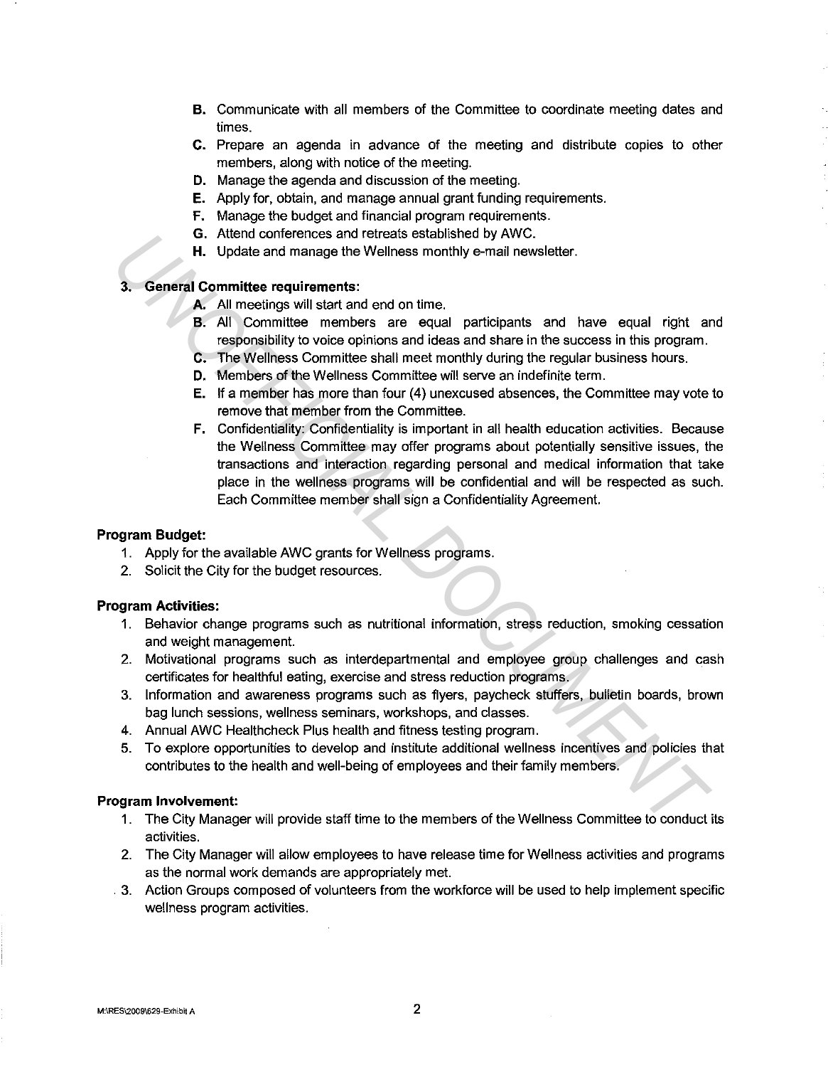B. Communicate with all members of the Committee to coordinate meeting dates and times.

C. Prepare an agenda in advance of the meeting and distribute copies to other members, along with notice of the meeting.

D. Manage the agenda and discussion of the meeting.

E. Apply for, obtain, and manage annual grant funding requirements.

F. Manage the budget and financial program requirements.

G. Attend conferences and retreats established by AWC.

H. Update and manage the Wellness monthly e-mail newsletter.

**3. General Committee requirements:**

A. All meetings will start and end on time.

B. All Committee members are equal participants and have equal right and responsibility to voice opinions and ideas and share in the success in this program.

C. The Wellness Committee shall meet monthly during the regular business hours.

D. Members of the Wellness Committee will serve an indefinite term.

E. If a member has more than four (4) unexcused absences, the Committee may vote to remove that member from the Committee.

F. Confidentiality: Confidentiality is important in all health education activities. Because the Wellness Committee may offer programs about potentially sensitive issues, the transactions and interaction regarding personal and medical information that take place in the wellness programs will be confidential and will be respected as such. Each Committee member shall sign a Confidentiality Agreement.

**Program Budget:**

1. Apply for the available AWC grants for Wellness programs.
2. Solicit the City for the budget resources.

**Program Activities:**

1. Behavior change programs such as nutritional information, stress reduction, smoking cessation and weight management.
2. Motivational programs such as interdepartmental and employee group challenges and cash certificates for healthful eating, exercise and stress reduction programs.
3. Information and awareness programs such as flyers, paycheck stuffers, bulletin boards, brown bag lunch sessions, wellness seminars, workshops, and classes.
4. Annual AWC Healthcheck Plus health and fitness testing program.
5. To explore opportunities to develop and institute additional wellness incentives and policies that contributes to the health and well-being of employees and their family members.

**Program Involvement:**

1. The City Manager will provide staff time to the members of the Wellness Committee to conduct its activities.
2. The City Manager will allow employees to have release time for Wellness activities and programs as the normal work demands are appropriately met.
3. Action Groups composed of volunteers from the workforce will be used to help implement specific wellness program activities.

M:\RES\2009\629-Exhibit A